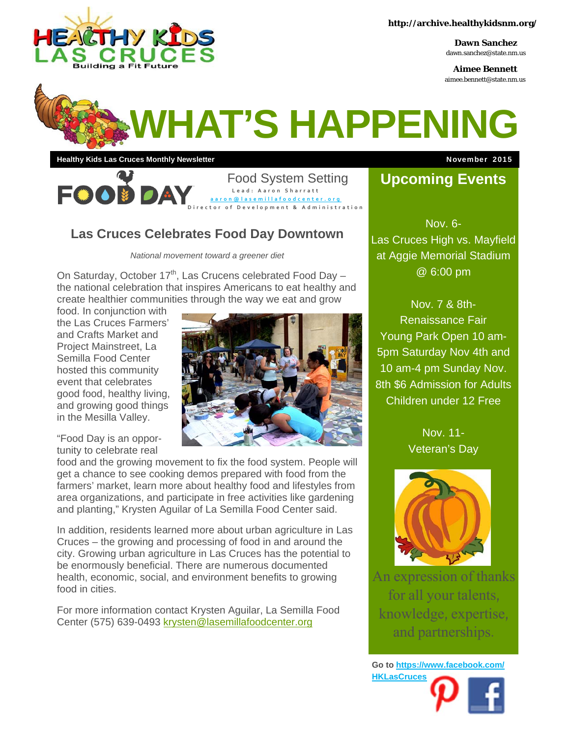http://archive.healthykidsnm.org/

**Dawn Sanchez**
dawn.sanchez@state.nm.us

**Aimee Bennett**
aimee.bennett@state.nm.us

# WHAT'S HAPPENING

**Healthy Kids Las Cruces Monthly Newsletter** — **November 2015**

Food System Setting
Lead: Aaron Sharratt
aaron@lasemillafoodcenter.org
Director of Development & Administration

## Las Cruces Celebrates Food Day Downtown

*National movement toward a greener diet*

On Saturday, October 17th, Las Crucens celebrated Food Day – the national celebration that inspires Americans to eat healthy and create healthier communities through the way we eat and grow food. In conjunction with the Las Cruces Farmers' and Crafts Market and Project Mainstreet, La Semilla Food Center hosted this community event that celebrates good food, healthy living, and growing good things in the Mesilla Valley.

"Food Day is an opportunity to celebrate real food and the growing movement to fix the food system. People will get a chance to see cooking demos prepared with food from the farmers' market, learn more about healthy food and lifestyles from area organizations, and participate in free activities like gardening and planting," Krysten Aguilar of La Semilla Food Center said.

In addition, residents learned more about urban agriculture in Las Cruces – the growing and processing of food in and around the city. Growing urban agriculture in Las Cruces has the potential to be enormously beneficial. There are numerous documented health, economic, social, and environment benefits to growing food in cities.

For more information contact Krysten Aguilar, La Semilla Food Center (575) 639-0493 krysten@lasemillafoodcenter.org

## Upcoming Events

Nov. 6-
Las Cruces High vs. Mayfield at Aggie Memorial Stadium @ 6:00 pm

Nov. 7 & 8th-
Renaissance Fair
Young Park Open 10 am-5pm Saturday Nov 4th and 10 am-4 pm Sunday Nov. 8th $6 Admission for Adults Children under 12 Free

Nov. 11-
Veteran's Day

An expression of thanks for all your talents, knowledge, expertise, and partnerships.

**Go to https://www.facebook.com/HKLasCruces**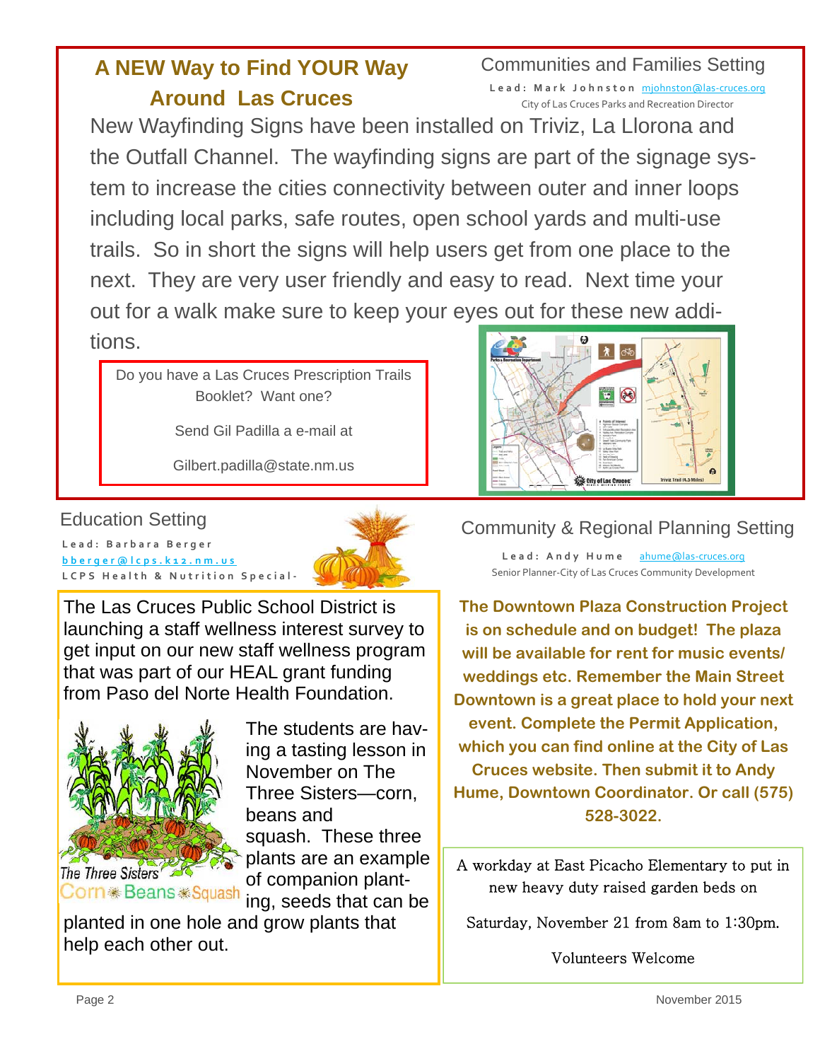## A NEW Way to Find YOUR Way Around Las Cruces

### Communities and Families Setting

**Lead: Mark Johnston** mjohnston@las-cruces.org
City of Las Cruces Parks and Recreation Director

New Wayfinding Signs have been installed on Triviz, La Llorona and the Outfall Channel. The wayfinding signs are part of the signage system to increase the cities connectivity between outer and inner loops including local parks, safe routes, open school yards and multi-use trails. So in short the signs will help users get from one place to the next. They are very user friendly and easy to read. Next time your out for a walk make sure to keep your eyes out for these new additions.

> Do you have a Las Cruces Prescription Trails Booklet? Want one?
>
> Send Gil Padilla a e-mail at
>
> Gilbert.padilla@state.nm.us

### Education Setting

**Lead: Barbara Berger**
bberger@lcps.k12.nm.us
LCPS Health & Nutrition Special-

The Las Cruces Public School District is launching a staff wellness interest survey to get input on our new staff wellness program that was part of our HEAL grant funding from Paso del Norte Health Foundation.

The Three Sisters
Corn Beans Squash

The students are having a tasting lesson in November on The Three Sisters—corn, beans and squash. These three plants are an example of companion planting, seeds that can be planted in one hole and grow plants that help each other out.

### Community & Regional Planning Setting

**Lead: Andy Hume** ahume@las-cruces.org
Senior Planner-City of Las Cruces Community Development

**The Downtown Plaza Construction Project is on schedule and on budget! The plaza will be available for rent for music events/ weddings etc. Remember the Main Street Downtown is a great place to hold your next event. Complete the Permit Application, which you can find online at the City of Las Cruces website. Then submit it to Andy Hume, Downtown Coordinator. Or call (575) 528-3022.**

> A workday at East Picacho Elementary to put in new heavy duty raised garden beds on
>
> Saturday, November 21 from 8am to 1:30pm.
>
> Volunteers Welcome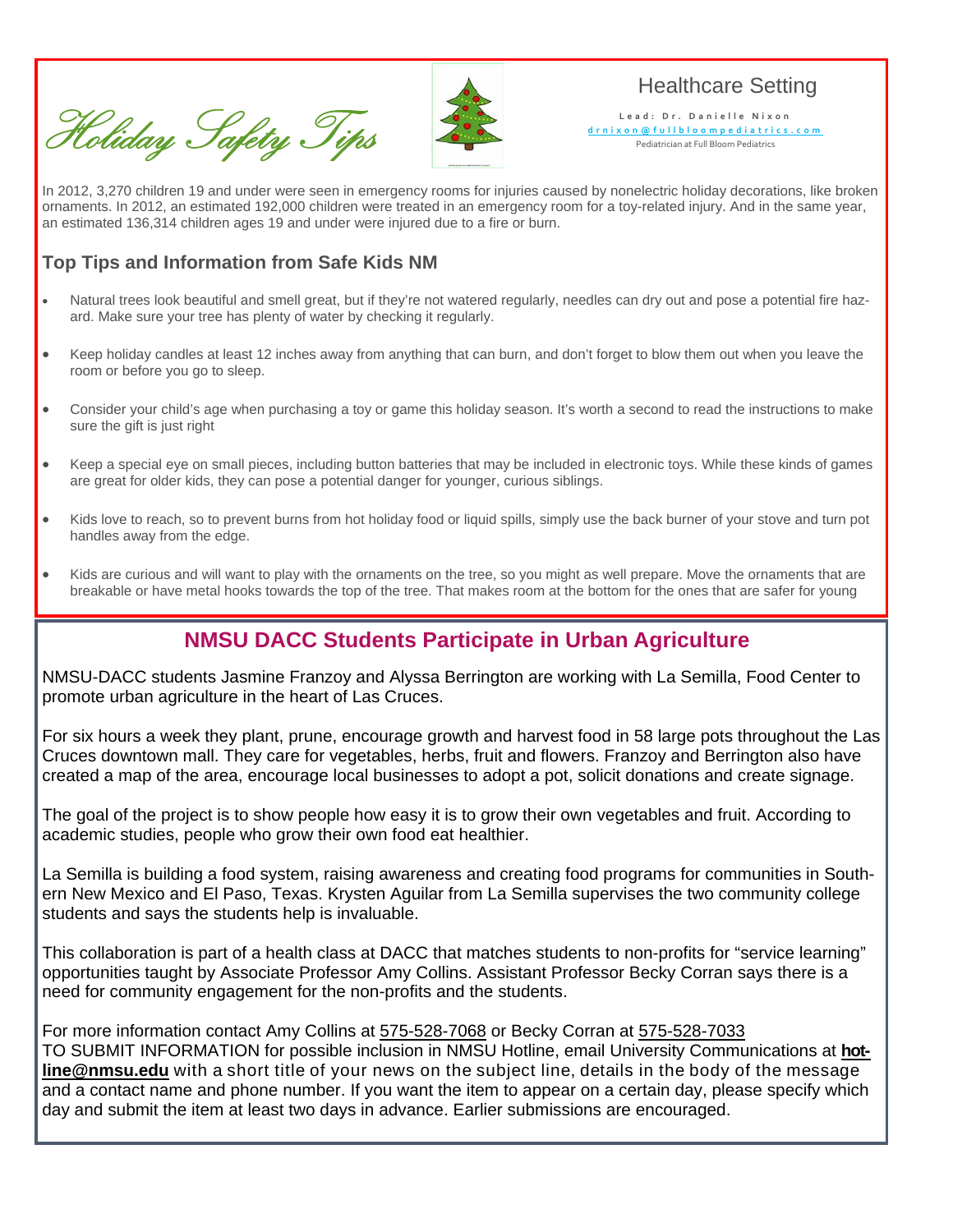# Holiday Safety Tips

## Healthcare Setting

Lead: Dr. Danielle Nixon
drnixon@fullbloompediatrics.com
Pediatrician at Full Bloom Pediatrics

In 2012, 3,270 children 19 and under were seen in emergency rooms for injuries caused by nonelectric holiday decorations, like broken ornaments. In 2012, an estimated 192,000 children were treated in an emergency room for a toy-related injury. And in the same year, an estimated 136,314 children ages 19 and under were injured due to a fire or burn.

### Top Tips and Information from Safe Kids NM

- Natural trees look beautiful and smell great, but if they're not watered regularly, needles can dry out and pose a potential fire hazard. Make sure your tree has plenty of water by checking it regularly.
- Keep holiday candles at least 12 inches away from anything that can burn, and don't forget to blow them out when you leave the room or before you go to sleep.
- Consider your child's age when purchasing a toy or game this holiday season. It's worth a second to read the instructions to make sure the gift is just right
- Keep a special eye on small pieces, including button batteries that may be included in electronic toys. While these kinds of games are great for older kids, they can pose a potential danger for younger, curious siblings.
- Kids love to reach, so to prevent burns from hot holiday food or liquid spills, simply use the back burner of your stove and turn pot handles away from the edge.
- Kids are curious and will want to play with the ornaments on the tree, so you might as well prepare. Move the ornaments that are breakable or have metal hooks towards the top of the tree. That makes room at the bottom for the ones that are safer for young

## NMSU DACC Students Participate in Urban Agriculture

NMSU-DACC students Jasmine Franzoy and Alyssa Berrington are working with La Semilla, Food Center to promote urban agriculture in the heart of Las Cruces.

For six hours a week they plant, prune, encourage growth and harvest food in 58 large pots throughout the Las Cruces downtown mall. They care for vegetables, herbs, fruit and flowers. Franzoy and Berrington also have created a map of the area, encourage local businesses to adopt a pot, solicit donations and create signage.

The goal of the project is to show people how easy it is to grow their own vegetables and fruit. According to academic studies, people who grow their own food eat healthier.

La Semilla is building a food system, raising awareness and creating food programs for communities in Southern New Mexico and El Paso, Texas. Krysten Aguilar from La Semilla supervises the two community college students and says the students help is invaluable.

This collaboration is part of a health class at DACC that matches students to non-profits for "service learning" opportunities taught by Associate Professor Amy Collins. Assistant Professor Becky Corran says there is a need for community engagement for the non-profits and the students.

For more information contact Amy Collins at 575-528-7068 or Becky Corran at 575-528-7033
TO SUBMIT INFORMATION for possible inclusion in NMSU Hotline, email University Communications at **hotline@nmsu.edu** with a short title of your news on the subject line, details in the body of the message and a contact name and phone number. If you want the item to appear on a certain day, please specify which day and submit the item at least two days in advance. Earlier submissions are encouraged.